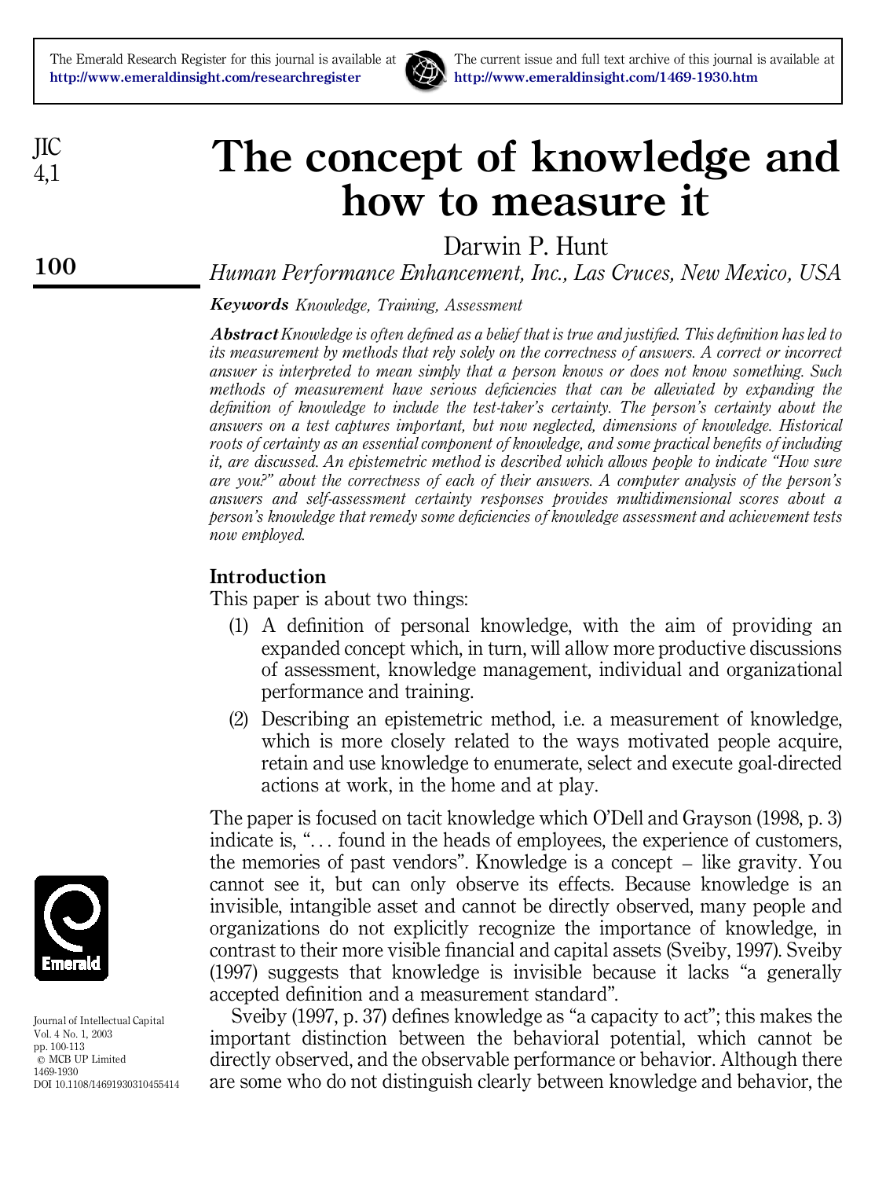# The concept of knowledge and how to measure it

Darwin P. Hunt

*Human Performance Enhancement, Inc., Las Cruces, New Mexico, USA*

***Keywords*** *Knowledge, Training, Assessment*

***Abstract*** *Knowledge is often defined as a belief that is true and justified. This definition has led to its measurement by methods that rely solely on the correctness of answers. A correct or incorrect answer is interpreted to mean simply that a person knows or does not know something. Such methods of measurement have serious deficiencies that can be alleviated by expanding the definition of knowledge to include the test-taker's certainty. The person's certainty about the answers on a test captures important, but now neglected, dimensions of knowledge. Historical roots of certainty as an essential component of knowledge, and some practical benefits of including it, are discussed. An epistemetric method is described which allows people to indicate "How sure are you?" about the correctness of each of their answers. A computer analysis of the person's answers and self-assessment certainty responses provides multidimensional scores about a person's knowledge that remedy some deficiencies of knowledge assessment and achievement tests now employed.*

## Introduction

This paper is about two things:

1. A definition of personal knowledge, with the aim of providing an expanded concept which, in turn, will allow more productive discussions of assessment, knowledge management, individual and organizational performance and training.
2. Describing an epistemetric method, i.e. a measurement of knowledge, which is more closely related to the ways motivated people acquire, retain and use knowledge to enumerate, select and execute goal-directed actions at work, in the home and at play.

The paper is focused on tacit knowledge which O'Dell and Grayson (1998, p. 3) indicate is, "... found in the heads of employees, the experience of customers, the memories of past vendors". Knowledge is a concept – like gravity. You cannot see it, but can only observe its effects. Because knowledge is an invisible, intangible asset and cannot be directly observed, many people and organizations do not explicitly recognize the importance of knowledge, in contrast to their more visible financial and capital assets (Sveiby, 1997). Sveiby (1997) suggests that knowledge is invisible because it lacks "a generally accepted definition and a measurement standard".

Sveiby (1997, p. 37) defines knowledge as "a capacity to act"; this makes the important distinction between the behavioral potential, which cannot be directly observed, and the observable performance or behavior. Although there are some who do not distinguish clearly between knowledge and behavior, the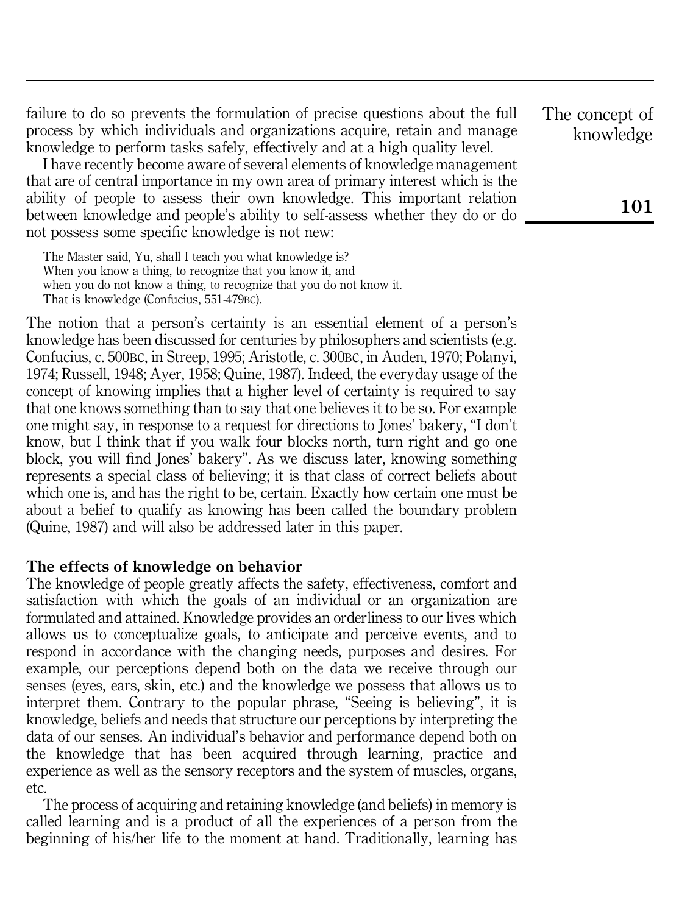failure to do so prevents the formulation of precise questions about the full process by which individuals and organizations acquire, retain and manage knowledge to perform tasks safely, effectively and at a high quality level.

I have recently become aware of several elements of knowledge management that are of central importance in my own area of primary interest which is the ability of people to assess their own knowledge. This important relation between knowledge and people's ability to self-assess whether they do or do not possess some specific knowledge is not new:

> The Master said, Yu, shall I teach you what knowledge is?
> When you know a thing, to recognize that you know it, and
> when you do not know a thing, to recognize that you do not know it.
> That is knowledge (Confucius, 551-479BC).

The notion that a person's certainty is an essential element of a person's knowledge has been discussed for centuries by philosophers and scientists (e.g. Confucius, c. 500BC, in Streep, 1995; Aristotle, c. 300BC, in Auden, 1970; Polanyi, 1974; Russell, 1948; Ayer, 1958; Quine, 1987). Indeed, the everyday usage of the concept of knowing implies that a higher level of certainty is required to say that one knows something than to say that one believes it to be so. For example one might say, in response to a request for directions to Jones' bakery, "I don't know, but I think that if you walk four blocks north, turn right and go one block, you will find Jones' bakery". As we discuss later, knowing something represents a special class of believing; it is that class of correct beliefs about which one is, and has the right to be, certain. Exactly how certain one must be about a belief to qualify as knowing has been called the boundary problem (Quine, 1987) and will also be addressed later in this paper.

## The effects of knowledge on behavior

The knowledge of people greatly affects the safety, effectiveness, comfort and satisfaction with which the goals of an individual or an organization are formulated and attained. Knowledge provides an orderliness to our lives which allows us to conceptualize goals, to anticipate and perceive events, and to respond in accordance with the changing needs, purposes and desires. For example, our perceptions depend both on the data we receive through our senses (eyes, ears, skin, etc.) and the knowledge we possess that allows us to interpret them. Contrary to the popular phrase, "Seeing is believing", it is knowledge, beliefs and needs that structure our perceptions by interpreting the data of our senses. An individual's behavior and performance depend both on the knowledge that has been acquired through learning, practice and experience as well as the sensory receptors and the system of muscles, organs, etc.

The process of acquiring and retaining knowledge (and beliefs) in memory is called learning and is a product of all the experiences of a person from the beginning of his/her life to the moment at hand. Traditionally, learning has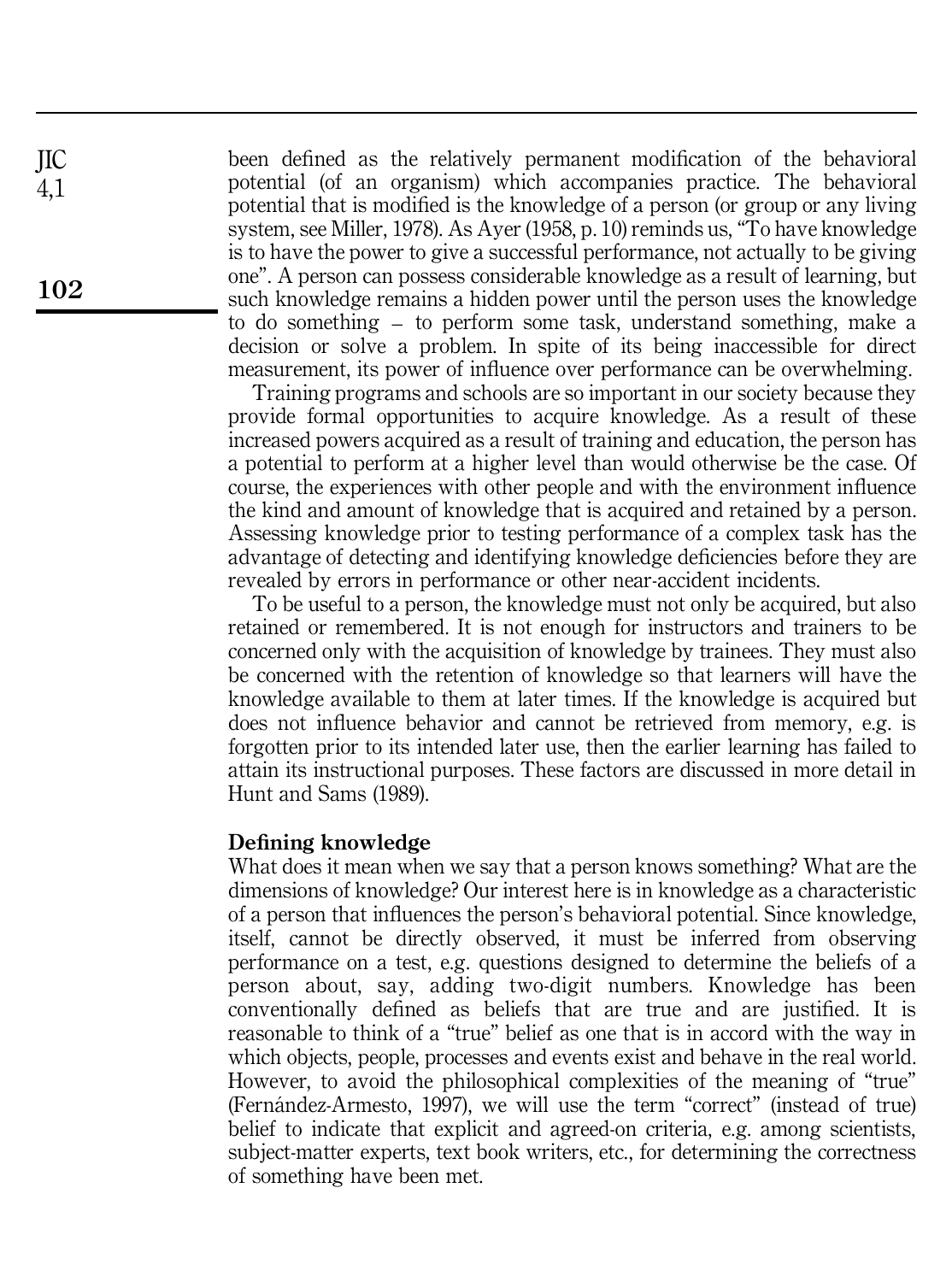been defined as the relatively permanent modification of the behavioral potential (of an organism) which accompanies practice. The behavioral potential that is modified is the knowledge of a person (or group or any living system, see Miller, 1978). As Ayer (1958, p. 10) reminds us, "To have knowledge is to have the power to give a successful performance, not actually to be giving one". A person can possess considerable knowledge as a result of learning, but such knowledge remains a hidden power until the person uses the knowledge to do something – to perform some task, understand something, make a decision or solve a problem. In spite of its being inaccessible for direct measurement, its power of influence over performance can be overwhelming.

Training programs and schools are so important in our society because they provide formal opportunities to acquire knowledge. As a result of these increased powers acquired as a result of training and education, the person has a potential to perform at a higher level than would otherwise be the case. Of course, the experiences with other people and with the environment influence the kind and amount of knowledge that is acquired and retained by a person. Assessing knowledge prior to testing performance of a complex task has the advantage of detecting and identifying knowledge deficiencies before they are revealed by errors in performance or other near-accident incidents.

To be useful to a person, the knowledge must not only be acquired, but also retained or remembered. It is not enough for instructors and trainers to be concerned only with the acquisition of knowledge by trainees. They must also be concerned with the retention of knowledge so that learners will have the knowledge available to them at later times. If the knowledge is acquired but does not influence behavior and cannot be retrieved from memory, e.g. is forgotten prior to its intended later use, then the earlier learning has failed to attain its instructional purposes. These factors are discussed in more detail in Hunt and Sams (1989).

## Defining knowledge

What does it mean when we say that a person knows something? What are the dimensions of knowledge? Our interest here is in knowledge as a characteristic of a person that influences the person's behavioral potential. Since knowledge, itself, cannot be directly observed, it must be inferred from observing performance on a test, e.g. questions designed to determine the beliefs of a person about, say, adding two-digit numbers. Knowledge has been conventionally defined as beliefs that are true and are justified. It is reasonable to think of a "true" belief as one that is in accord with the way in which objects, people, processes and events exist and behave in the real world. However, to avoid the philosophical complexities of the meaning of "true" (Fernández-Armesto, 1997), we will use the term "correct" (instead of true) belief to indicate that explicit and agreed-on criteria, e.g. among scientists, subject-matter experts, text book writers, etc., for determining the correctness of something have been met.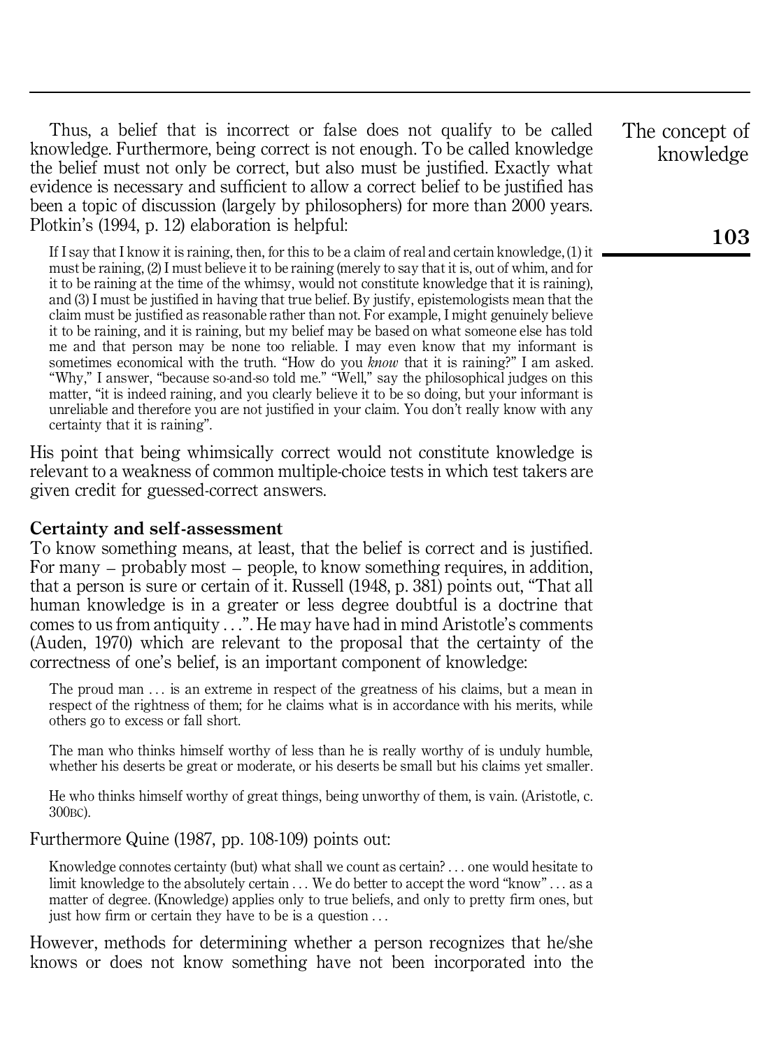Thus, a belief that is incorrect or false does not qualify to be called knowledge. Furthermore, being correct is not enough. To be called knowledge the belief must not only be correct, but also must be justified. Exactly what evidence is necessary and sufficient to allow a correct belief to be justified has been a topic of discussion (largely by philosophers) for more than 2000 years. Plotkin's (1994, p. 12) elaboration is helpful:

> If I say that I know it is raining, then, for this to be a claim of real and certain knowledge, (1) it must be raining, (2) I must believe it to be raining (merely to say that it is, out of whim, and for it to be raining at the time of the whimsy, would not constitute knowledge that it is raining), and (3) I must be justified in having that true belief. By justify, epistemologists mean that the claim must be justified as reasonable rather than not. For example, I might genuinely believe it to be raining, and it is raining, but my belief may be based on what someone else has told me and that person may be none too reliable. I may even know that my informant is sometimes economical with the truth. "How do you *know* that it is raining?" I am asked. "Why," I answer, "because so-and-so told me." "Well," say the philosophical judges on this matter, "it is indeed raining, and you clearly believe it to be so doing, but your informant is unreliable and therefore you are not justified in your claim. You don't really know with any certainty that it is raining".

His point that being whimsically correct would not constitute knowledge is relevant to a weakness of common multiple-choice tests in which test takers are given credit for guessed-correct answers.

### Certainty and self-assessment

To know something means, at least, that the belief is correct and is justified. For many – probably most – people, to know something requires, in addition, that a person is sure or certain of it. Russell (1948, p. 381) points out, "That all human knowledge is in a greater or less degree doubtful is a doctrine that comes to us from antiquity ...". He may have had in mind Aristotle's comments (Auden, 1970) which are relevant to the proposal that the certainty of the correctness of one's belief, is an important component of knowledge:

> The proud man ... is an extreme in respect of the greatness of his claims, but a mean in respect of the rightness of them; for he claims what is in accordance with his merits, while others go to excess or fall short.
>
> The man who thinks himself worthy of less than he is really worthy of is unduly humble, whether his deserts be great or moderate, or his deserts be small but his claims yet smaller.
>
> He who thinks himself worthy of great things, being unworthy of them, is vain. (Aristotle, c. 300BC).

Furthermore Quine (1987, pp. 108-109) points out:

> Knowledge connotes certainty (but) what shall we count as certain? ... one would hesitate to limit knowledge to the absolutely certain ... We do better to accept the word "know" ... as a matter of degree. (Knowledge) applies only to true beliefs, and only to pretty firm ones, but just how firm or certain they have to be is a question ...

However, methods for determining whether a person recognizes that he/she knows or does not know something have not been incorporated into the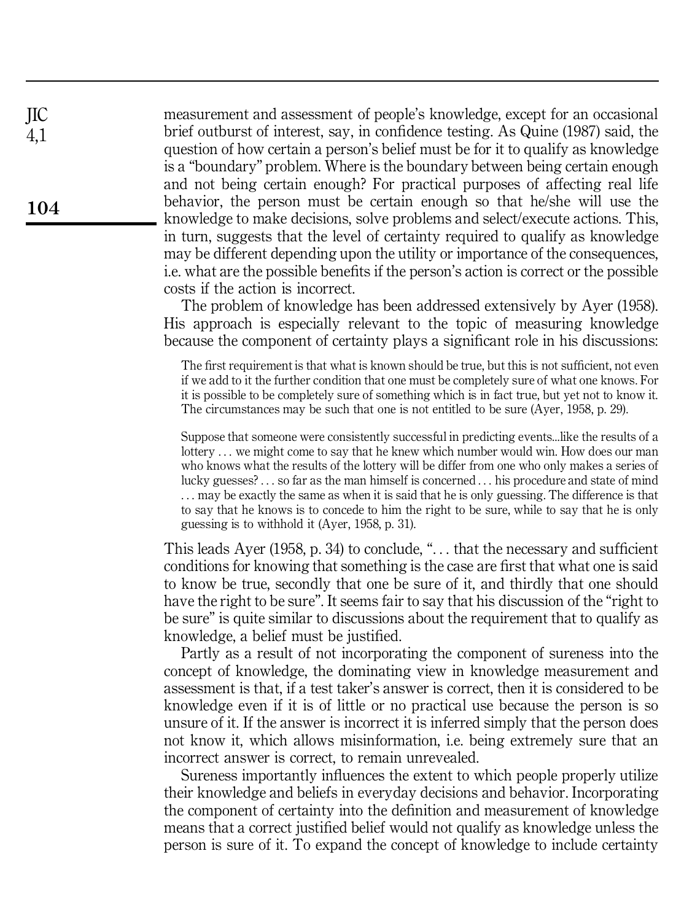measurement and assessment of people's knowledge, except for an occasional brief outburst of interest, say, in confidence testing. As Quine (1987) said, the question of how certain a person's belief must be for it to qualify as knowledge is a "boundary" problem. Where is the boundary between being certain enough and not being certain enough? For practical purposes of affecting real life behavior, the person must be certain enough so that he/she will use the knowledge to make decisions, solve problems and select/execute actions. This, in turn, suggests that the level of certainty required to qualify as knowledge may be different depending upon the utility or importance of the consequences, i.e. what are the possible benefits if the person's action is correct or the possible costs if the action is incorrect.

The problem of knowledge has been addressed extensively by Ayer (1958). His approach is especially relevant to the topic of measuring knowledge because the component of certainty plays a significant role in his discussions:

> The first requirement is that what is known should be true, but this is not sufficient, not even if we add to it the further condition that one must be completely sure of what one knows. For it is possible to be completely sure of something which is in fact true, but yet not to know it. The circumstances may be such that one is not entitled to be sure (Ayer, 1958, p. 29).

> Suppose that someone were consistently successful in predicting events...like the results of a lottery . . . we might come to say that he knew which number would win. How does our man who knows what the results of the lottery will be differ from one who only makes a series of lucky guesses? . . . so far as the man himself is concerned . . . his procedure and state of mind . . . may be exactly the same as when it is said that he is only guessing. The difference is that to say that he knows is to concede to him the right to be sure, while to say that he is only guessing is to withhold it (Ayer, 1958, p. 31).

This leads Ayer (1958, p. 34) to conclude, ". . . that the necessary and sufficient conditions for knowing that something is the case are first that what one is said to know be true, secondly that one be sure of it, and thirdly that one should have the right to be sure". It seems fair to say that his discussion of the "right to be sure" is quite similar to discussions about the requirement that to qualify as knowledge, a belief must be justified.

Partly as a result of not incorporating the component of sureness into the concept of knowledge, the dominating view in knowledge measurement and assessment is that, if a test taker's answer is correct, then it is considered to be knowledge even if it is of little or no practical use because the person is so unsure of it. If the answer is incorrect it is inferred simply that the person does not know it, which allows misinformation, i.e. being extremely sure that an incorrect answer is correct, to remain unrevealed.

Sureness importantly influences the extent to which people properly utilize their knowledge and beliefs in everyday decisions and behavior. Incorporating the component of certainty into the definition and measurement of knowledge means that a correct justified belief would not qualify as knowledge unless the person is sure of it. To expand the concept of knowledge to include certainty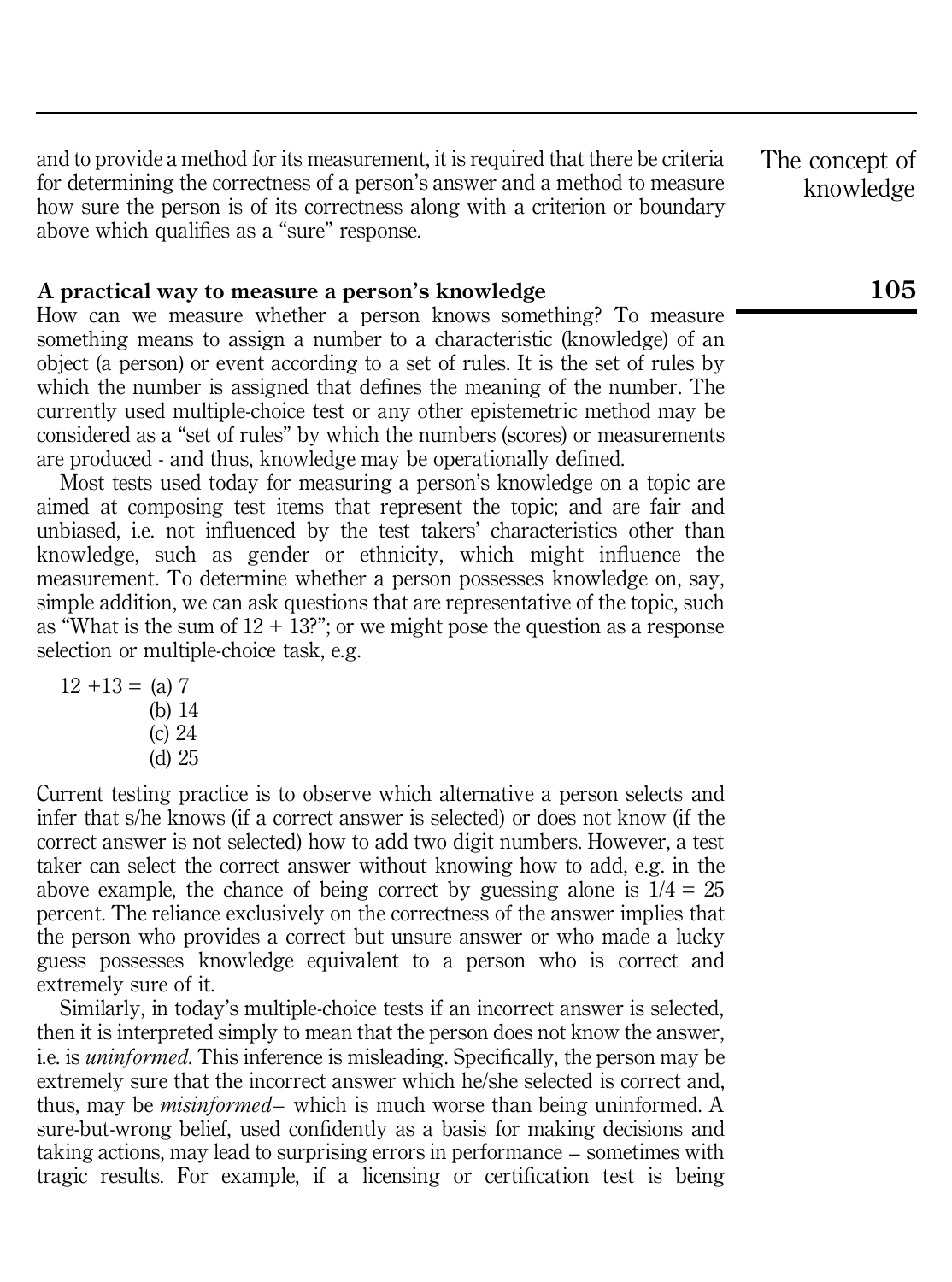and to provide a method for its measurement, it is required that there be criteria for determining the correctness of a person's answer and a method to measure how sure the person is of its correctness along with a criterion or boundary above which qualifies as a "sure" response.

## A practical way to measure a person's knowledge

How can we measure whether a person knows something? To measure something means to assign a number to a characteristic (knowledge) of an object (a person) or event according to a set of rules. It is the set of rules by which the number is assigned that defines the meaning of the number. The currently used multiple-choice test or any other epistemetric method may be considered as a "set of rules" by which the numbers (scores) or measurements are produced - and thus, knowledge may be operationally defined.

Most tests used today for measuring a person's knowledge on a topic are aimed at composing test items that represent the topic; and are fair and unbiased, i.e. not influenced by the test takers' characteristics other than knowledge, such as gender or ethnicity, which might influence the measurement. To determine whether a person possesses knowledge on, say, simple addition, we can ask questions that are representative of the topic, such as "What is the sum of 12 + 13?"; or we might pose the question as a response selection or multiple-choice task, e.g.

12 +13 = (a) 7  
(b) 14  
(c) 24  
(d) 25

Current testing practice is to observe which alternative a person selects and infer that s/he knows (if a correct answer is selected) or does not know (if the correct answer is not selected) how to add two digit numbers. However, a test taker can select the correct answer without knowing how to add, e.g. in the above example, the chance of being correct by guessing alone is 1/4 = 25 percent. The reliance exclusively on the correctness of the answer implies that the person who provides a correct but unsure answer or who made a lucky guess possesses knowledge equivalent to a person who is correct and extremely sure of it.

Similarly, in today's multiple-choice tests if an incorrect answer is selected, then it is interpreted simply to mean that the person does not know the answer, i.e. is *uninformed*. This inference is misleading. Specifically, the person may be extremely sure that the incorrect answer which he/she selected is correct and, thus, may be *misinformed* – which is much worse than being uninformed. A sure-but-wrong belief, used confidently as a basis for making decisions and taking actions, may lead to surprising errors in performance – sometimes with tragic results. For example, if a licensing or certification test is being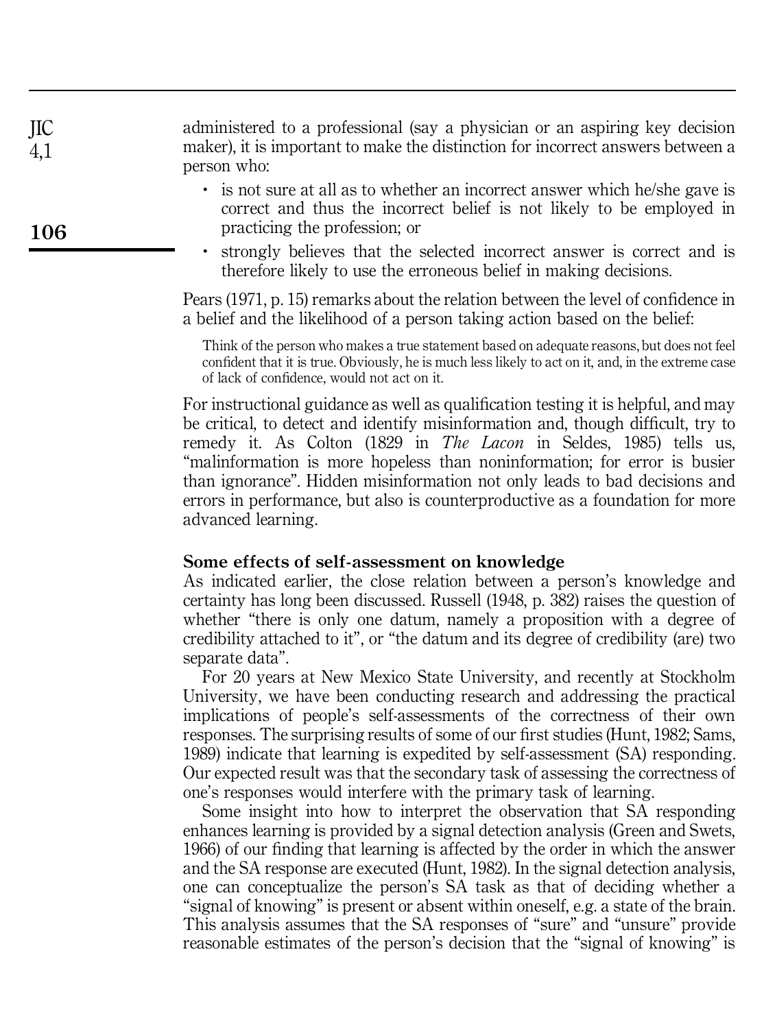administered to a professional (say a physician or an aspiring key decision maker), it is important to make the distinction for incorrect answers between a person who:

- is not sure at all as to whether an incorrect answer which he/she gave is correct and thus the incorrect belief is not likely to be employed in practicing the profession; or
- strongly believes that the selected incorrect answer is correct and is therefore likely to use the erroneous belief in making decisions.

Pears (1971, p. 15) remarks about the relation between the level of confidence in a belief and the likelihood of a person taking action based on the belief:

> Think of the person who makes a true statement based on adequate reasons, but does not feel confident that it is true. Obviously, he is much less likely to act on it, and, in the extreme case of lack of confidence, would not act on it.

For instructional guidance as well as qualification testing it is helpful, and may be critical, to detect and identify misinformation and, though difficult, try to remedy it. As Colton (1829 in *The Lacon* in Seldes, 1985) tells us, "malinformation is more hopeless than noninformation; for error is busier than ignorance". Hidden misinformation not only leads to bad decisions and errors in performance, but also is counterproductive as a foundation for more advanced learning.

## Some effects of self-assessment on knowledge

As indicated earlier, the close relation between a person's knowledge and certainty has long been discussed. Russell (1948, p. 382) raises the question of whether "there is only one datum, namely a proposition with a degree of credibility attached to it", or "the datum and its degree of credibility (are) two separate data".

For 20 years at New Mexico State University, and recently at Stockholm University, we have been conducting research and addressing the practical implications of people's self-assessments of the correctness of their own responses. The surprising results of some of our first studies (Hunt, 1982; Sams, 1989) indicate that learning is expedited by self-assessment (SA) responding. Our expected result was that the secondary task of assessing the correctness of one's responses would interfere with the primary task of learning.

Some insight into how to interpret the observation that SA responding enhances learning is provided by a signal detection analysis (Green and Swets, 1966) of our finding that learning is affected by the order in which the answer and the SA response are executed (Hunt, 1982). In the signal detection analysis, one can conceptualize the person's SA task as that of deciding whether a "signal of knowing" is present or absent within oneself, e.g. a state of the brain. This analysis assumes that the SA responses of "sure" and "unsure" provide reasonable estimates of the person's decision that the "signal of knowing" is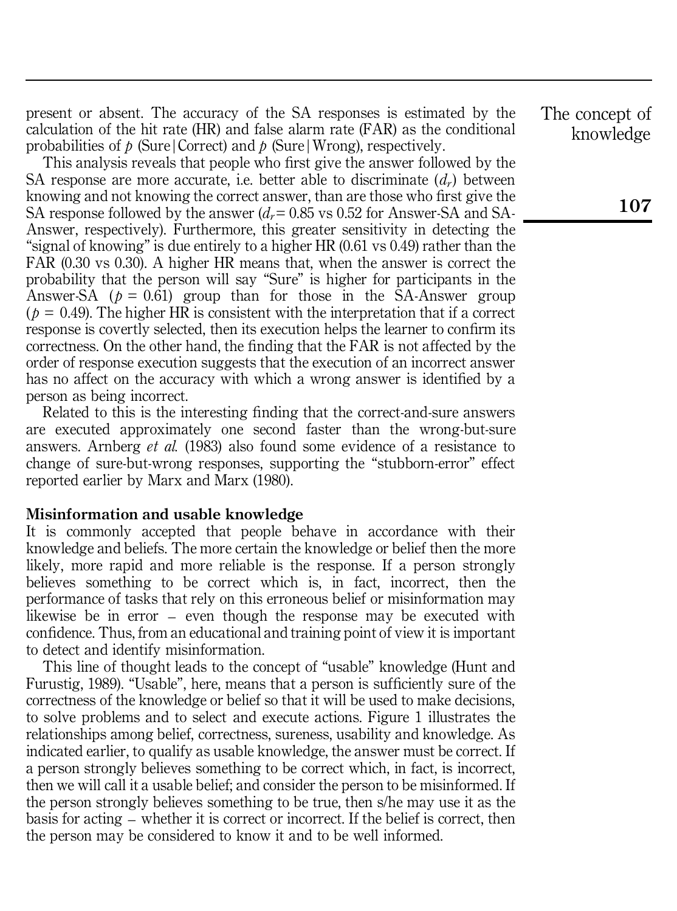present or absent. The accuracy of the SA responses is estimated by the calculation of the hit rate (HR) and false alarm rate (FAR) as the conditional probabilities of $p$ (Sure|Correct) and $p$ (Sure|Wrong), respectively.

This analysis reveals that people who first give the answer followed by the SA response are more accurate, i.e. better able to discriminate ($d_r$) between knowing and not knowing the correct answer, than are those who first give the SA response followed by the answer ($d_r = 0.85$ vs 0.52 for Answer-SA and SA-Answer, respectively). Furthermore, this greater sensitivity in detecting the "signal of knowing" is due entirely to a higher HR (0.61 vs 0.49) rather than the FAR (0.30 vs 0.30). A higher HR means that, when the answer is correct the probability that the person will say "Sure" is higher for participants in the Answer-SA ($p = 0.61$) group than for those in the SA-Answer group ($p = 0.49$). The higher HR is consistent with the interpretation that if a correct response is covertly selected, then its execution helps the learner to confirm its correctness. On the other hand, the finding that the FAR is not affected by the order of response execution suggests that the execution of an incorrect answer has no affect on the accuracy with which a wrong answer is identified by a person as being incorrect.

Related to this is the interesting finding that the correct-and-sure answers are executed approximately one second faster than the wrong-but-sure answers. Arnberg *et al.* (1983) also found some evidence of a resistance to change of sure-but-wrong responses, supporting the "stubborn-error" effect reported earlier by Marx and Marx (1980).

## Misinformation and usable knowledge

It is commonly accepted that people behave in accordance with their knowledge and beliefs. The more certain the knowledge or belief then the more likely, more rapid and more reliable is the response. If a person strongly believes something to be correct which is, in fact, incorrect, then the performance of tasks that rely on this erroneous belief or misinformation may likewise be in error – even though the response may be executed with confidence. Thus, from an educational and training point of view it is important to detect and identify misinformation.

This line of thought leads to the concept of "usable" knowledge (Hunt and Furustig, 1989). "Usable", here, means that a person is sufficiently sure of the correctness of the knowledge or belief so that it will be used to make decisions, to solve problems and to select and execute actions. Figure 1 illustrates the relationships among belief, correctness, sureness, usability and knowledge. As indicated earlier, to qualify as usable knowledge, the answer must be correct. If a person strongly believes something to be correct which, in fact, is incorrect, then we will call it a usable belief; and consider the person to be misinformed. If the person strongly believes something to be true, then s/he may use it as the basis for acting – whether it is correct or incorrect. If the belief is correct, then the person may be considered to know it and to be well informed.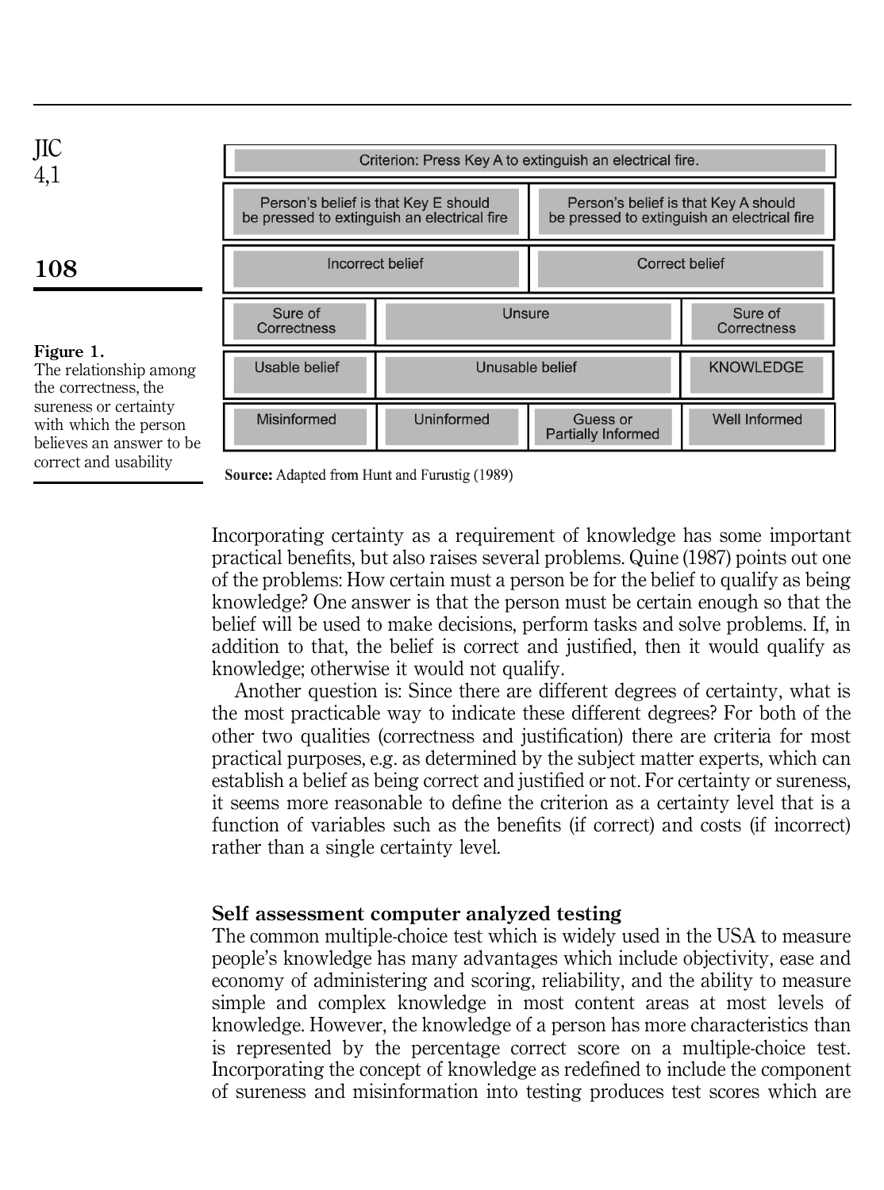Criterion: Press Key A to extinguish an electrical fire.

Person's belief is that Key E should be pressed to extinguish an electrical fire

Person's belief is that Key A should be pressed to extinguish an electrical fire

Incorrect belief

Correct belief

Sure of Correctness

Unsure

Sure of Correctness

Usable belief

Unusable belief

KNOWLEDGE

Misinformed

Uninformed

Guess or Partially Informed

Well Informed

**Source:** Adapted from Hunt and Furustig (1989)

**Figure 1.** The relationship among the correctness, the sureness or certainty with which the person believes an answer to be correct and usability

Incorporating certainty as a requirement of knowledge has some important practical benefits, but also raises several problems. Quine (1987) points out one of the problems: How certain must a person be for the belief to qualify as being knowledge? One answer is that the person must be certain enough so that the belief will be used to make decisions, perform tasks and solve problems. If, in addition to that, the belief is correct and justified, then it would qualify as knowledge; otherwise it would not qualify.

Another question is: Since there are different degrees of certainty, what is the most practicable way to indicate these different degrees? For both of the other two qualities (correctness and justification) there are criteria for most practical purposes, e.g. as determined by the subject matter experts, which can establish a belief as being correct and justified or not. For certainty or sureness, it seems more reasonable to define the criterion as a certainty level that is a function of variables such as the benefits (if correct) and costs (if incorrect) rather than a single certainty level.

## Self assessment computer analyzed testing

The common multiple-choice test which is widely used in the USA to measure people's knowledge has many advantages which include objectivity, ease and economy of administering and scoring, reliability, and the ability to measure simple and complex knowledge in most content areas at most levels of knowledge. However, the knowledge of a person has more characteristics than is represented by the percentage correct score on a multiple-choice test. Incorporating the concept of knowledge as redefined to include the component of sureness and misinformation into testing produces test scores which are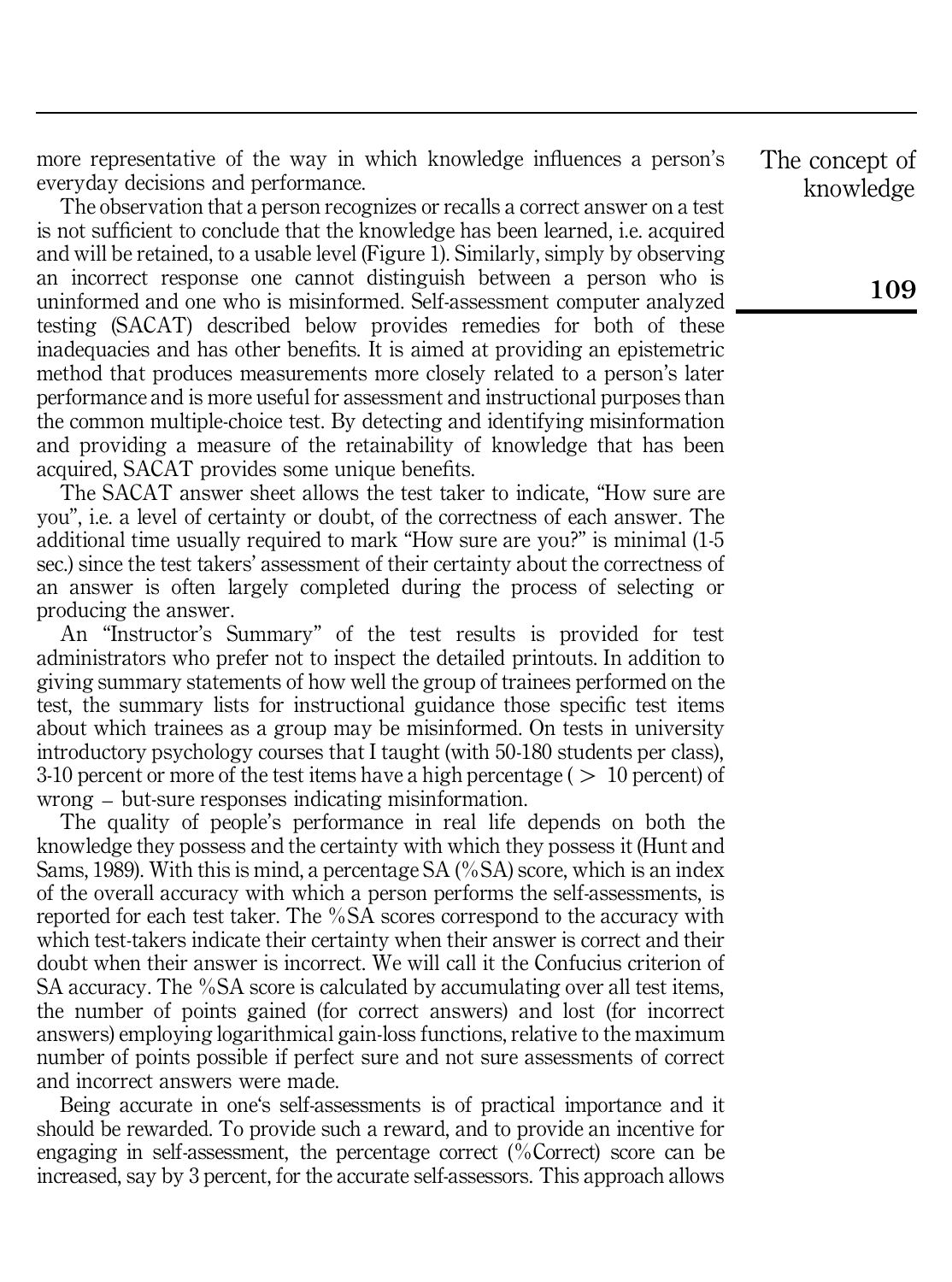more representative of the way in which knowledge influences a person's everyday decisions and performance.

The observation that a person recognizes or recalls a correct answer on a test is not sufficient to conclude that the knowledge has been learned, i.e. acquired and will be retained, to a usable level (Figure 1). Similarly, simply by observing an incorrect response one cannot distinguish between a person who is uninformed and one who is misinformed. Self-assessment computer analyzed testing (SACAT) described below provides remedies for both of these inadequacies and has other benefits. It is aimed at providing an epistemetric method that produces measurements more closely related to a person's later performance and is more useful for assessment and instructional purposes than the common multiple-choice test. By detecting and identifying misinformation and providing a measure of the retainability of knowledge that has been acquired, SACAT provides some unique benefits.

The SACAT answer sheet allows the test taker to indicate, "How sure are you", i.e. a level of certainty or doubt, of the correctness of each answer. The additional time usually required to mark "How sure are you?" is minimal (1-5 sec.) since the test takers' assessment of their certainty about the correctness of an answer is often largely completed during the process of selecting or producing the answer.

An "Instructor's Summary" of the test results is provided for test administrators who prefer not to inspect the detailed printouts. In addition to giving summary statements of how well the group of trainees performed on the test, the summary lists for instructional guidance those specific test items about which trainees as a group may be misinformed. On tests in university introductory psychology courses that I taught (with 50-180 students per class), 3-10 percent or more of the test items have a high percentage ( $>$ 10 percent) of wrong – but-sure responses indicating misinformation.

The quality of people's performance in real life depends on both the knowledge they possess and the certainty with which they possess it (Hunt and Sams, 1989). With this is mind, a percentage SA (%SA) score, which is an index of the overall accuracy with which a person performs the self-assessments, is reported for each test taker. The %SA scores correspond to the accuracy with which test-takers indicate their certainty when their answer is correct and their doubt when their answer is incorrect. We will call it the Confucius criterion of SA accuracy. The %SA score is calculated by accumulating over all test items, the number of points gained (for correct answers) and lost (for incorrect answers) employing logarithmical gain-loss functions, relative to the maximum number of points possible if perfect sure and not sure assessments of correct and incorrect answers were made.

Being accurate in one's self-assessments is of practical importance and it should be rewarded. To provide such a reward, and to provide an incentive for engaging in self-assessment, the percentage correct (%Correct) score can be increased, say by 3 percent, for the accurate self-assessors. This approach allows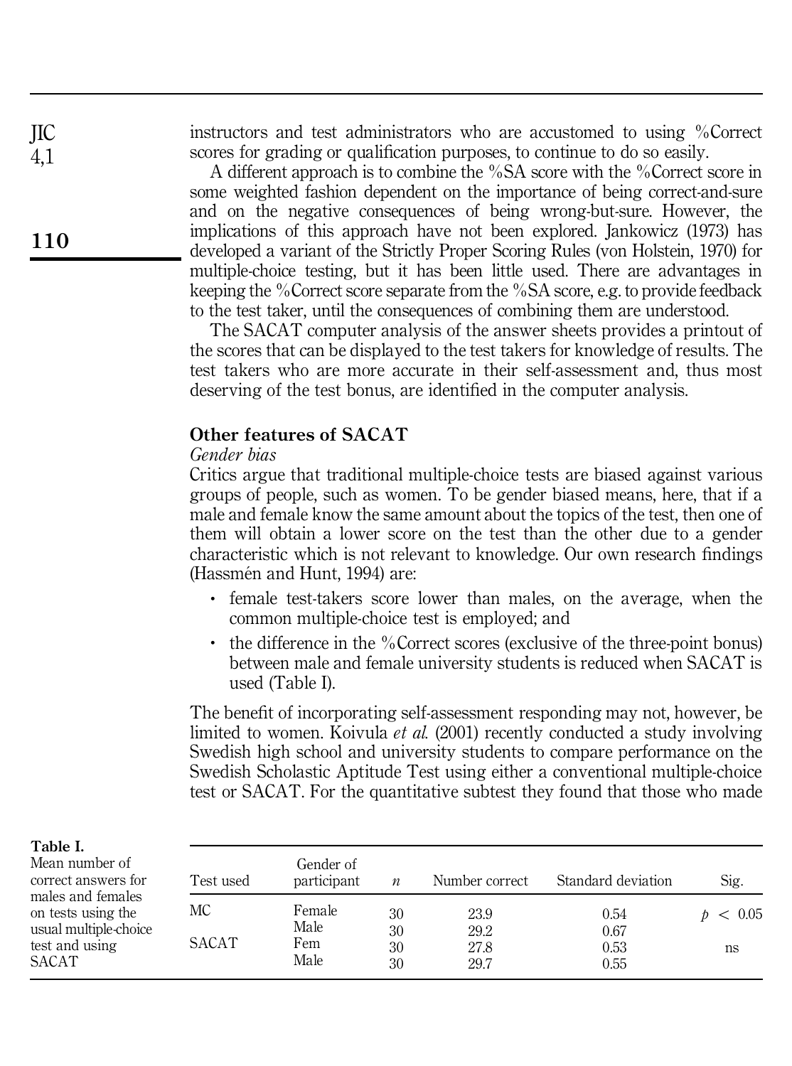instructors and test administrators who are accustomed to using %Correct scores for grading or qualification purposes, to continue to do so easily.

A different approach is to combine the %SA score with the %Correct score in some weighted fashion dependent on the importance of being correct-and-sure and on the negative consequences of being wrong-but-sure. However, the implications of this approach have not been explored. Jankowicz (1973) has developed a variant of the Strictly Proper Scoring Rules (von Holstein, 1970) for multiple-choice testing, but it has been little used. There are advantages in keeping the %Correct score separate from the %SA score, e.g. to provide feedback to the test taker, until the consequences of combining them are understood.

The SACAT computer analysis of the answer sheets provides a printout of the scores that can be displayed to the test takers for knowledge of results. The test takers who are more accurate in their self-assessment and, thus most deserving of the test bonus, are identified in the computer analysis.

## Other features of SACAT

### *Gender bias*

Critics argue that traditional multiple-choice tests are biased against various groups of people, such as women. To be gender biased means, here, that if a male and female know the same amount about the topics of the test, then one of them will obtain a lower score on the test than the other due to a gender characteristic which is not relevant to knowledge. Our own research findings (Hassmén and Hunt, 1994) are:

- female test-takers score lower than males, on the average, when the common multiple-choice test is employed; and
- the difference in the %Correct scores (exclusive of the three-point bonus) between male and female university students is reduced when SACAT is used (Table I).

The benefit of incorporating self-assessment responding may not, however, be limited to women. Koivula *et al.* (2001) recently conducted a study involving Swedish high school and university students to compare performance on the Swedish Scholastic Aptitude Test using either a conventional multiple-choice test or SACAT. For the quantitative subtest they found that those who made

**Table I.** Mean number of correct answers for males and females on tests using the usual multiple-choice test and using SACAT

| Test used | Gender of participant | $n$ | Number correct | Standard deviation | Sig. |
|---|---|---|---|---|---|
| MC | Female | 30 | 23.9 | 0.54 | $p < 0.05$ |
| | Male | 30 | 29.2 | 0.67 | |
| SACAT | Fem | 30 | 27.8 | 0.53 | ns |
| | Male | 30 | 29.7 | 0.55 | |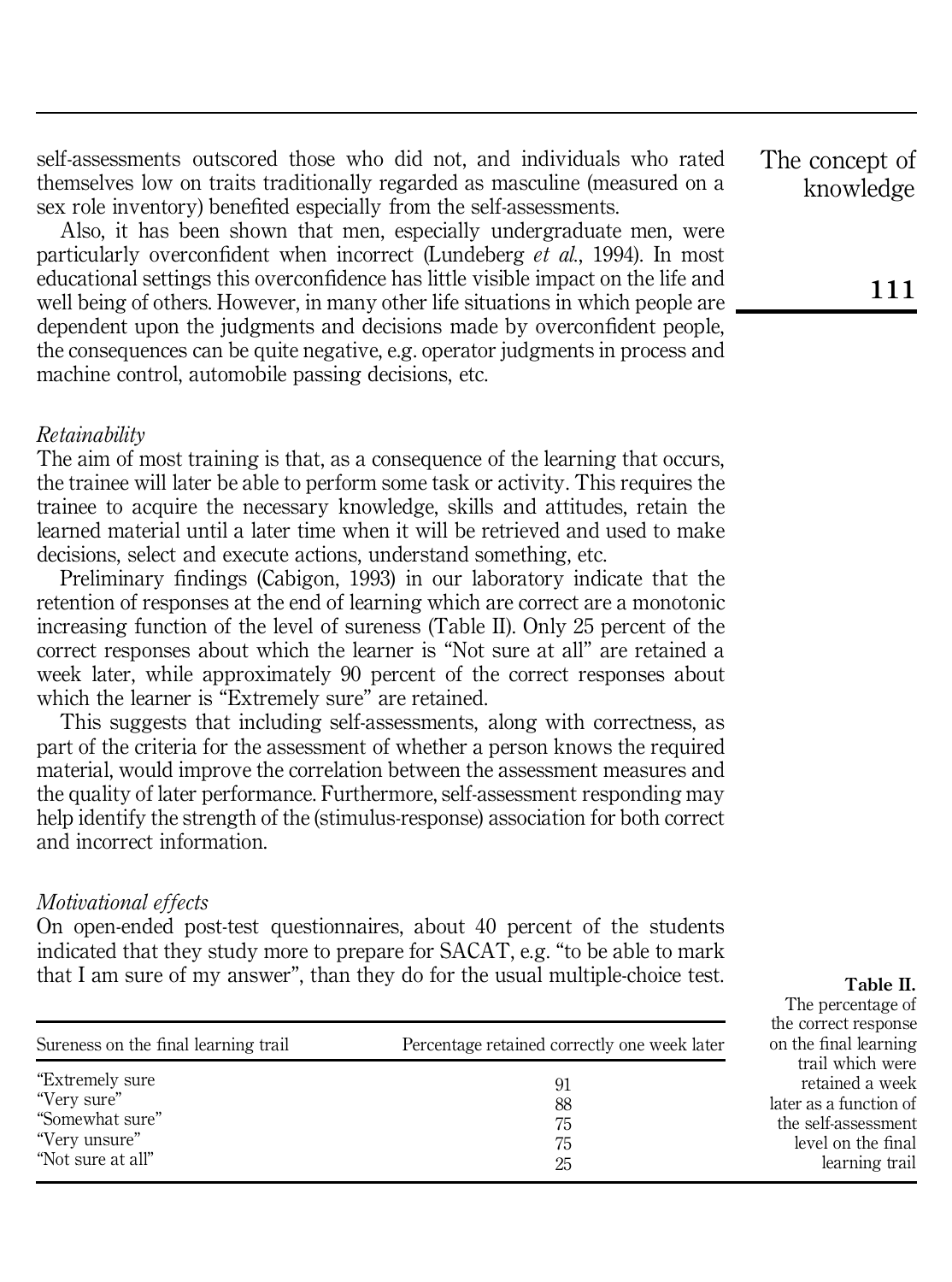self-assessments outscored those who did not, and individuals who rated themselves low on traits traditionally regarded as masculine (measured on a sex role inventory) benefited especially from the self-assessments.

Also, it has been shown that men, especially undergraduate men, were particularly overconfident when incorrect (Lundeberg *et al.*, 1994). In most educational settings this overconfidence has little visible impact on the life and well being of others. However, in many other life situations in which people are dependent upon the judgments and decisions made by overconfident people, the consequences can be quite negative, e.g. operator judgments in process and machine control, automobile passing decisions, etc.

*Retainability*

The aim of most training is that, as a consequence of the learning that occurs, the trainee will later be able to perform some task or activity. This requires the trainee to acquire the necessary knowledge, skills and attitudes, retain the learned material until a later time when it will be retrieved and used to make decisions, select and execute actions, understand something, etc.

Preliminary findings (Cabigon, 1993) in our laboratory indicate that the retention of responses at the end of learning which are correct are a monotonic increasing function of the level of sureness (Table II). Only 25 percent of the correct responses about which the learner is "Not sure at all" are retained a week later, while approximately 90 percent of the correct responses about which the learner is "Extremely sure" are retained.

This suggests that including self-assessments, along with correctness, as part of the criteria for the assessment of whether a person knows the required material, would improve the correlation between the assessment measures and the quality of later performance. Furthermore, self-assessment responding may help identify the strength of the (stimulus-response) association for both correct and incorrect information.

*Motivational effects*

On open-ended post-test questionnaires, about 40 percent of the students indicated that they study more to prepare for SACAT, e.g. "to be able to mark that I am sure of my answer", than they do for the usual multiple-choice test.

**Table II.** The percentage of the correct response on the final learning trail which were retained a week later as a function of the self-assessment level on the final learning trail

| Sureness on the final learning trail | Percentage retained correctly one week later |
|---|---|
| "Extremely sure | 91 |
| "Very sure" | 88 |
| "Somewhat sure" | 75 |
| "Very unsure" | 75 |
| "Not sure at all" | 25 |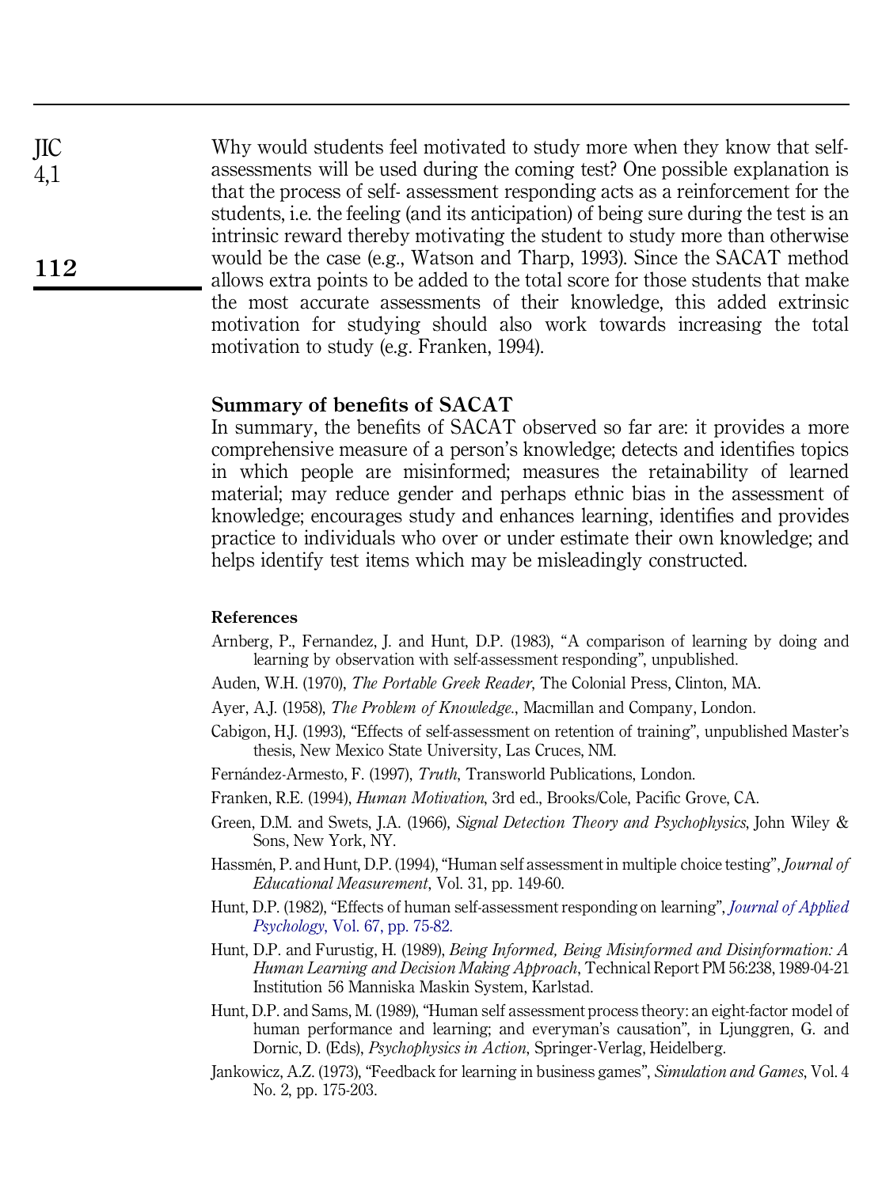Why would students feel motivated to study more when they know that self-assessments will be used during the coming test? One possible explanation is that the process of self- assessment responding acts as a reinforcement for the students, i.e. the feeling (and its anticipation) of being sure during the test is an intrinsic reward thereby motivating the student to study more than otherwise would be the case (e.g., Watson and Tharp, 1993). Since the SACAT method allows extra points to be added to the total score for those students that make the most accurate assessments of their knowledge, this added extrinsic motivation for studying should also work towards increasing the total motivation to study (e.g. Franken, 1994).

## Summary of benefits of SACAT

In summary, the benefits of SACAT observed so far are: it provides a more comprehensive measure of a person's knowledge; detects and identifies topics in which people are misinformed; measures the retainability of learned material; may reduce gender and perhaps ethnic bias in the assessment of knowledge; encourages study and enhances learning, identifies and provides practice to individuals who over or under estimate their own knowledge; and helps identify test items which may be misleadingly constructed.

### References

Arnberg, P., Fernandez, J. and Hunt, D.P. (1983), "A comparison of learning by doing and learning by observation with self-assessment responding", unpublished.

Auden, W.H. (1970), *The Portable Greek Reader*, The Colonial Press, Clinton, MA.

Ayer, A.J. (1958), *The Problem of Knowledge.*, Macmillan and Company, London.

Cabigon, H.J. (1993), "Effects of self-assessment on retention of training", unpublished Master's thesis, New Mexico State University, Las Cruces, NM.

Fernández-Armesto, F. (1997), *Truth*, Transworld Publications, London.

Franken, R.E. (1994), *Human Motivation*, 3rd ed., Brooks/Cole, Pacific Grove, CA.

Green, D.M. and Swets, J.A. (1966), *Signal Detection Theory and Psychophysics*, John Wiley & Sons, New York, NY.

Hassmén, P. and Hunt, D.P. (1994), "Human self assessment in multiple choice testing", *Journal of Educational Measurement*, Vol. 31, pp. 149-60.

Hunt, D.P. (1982), "Effects of human self-assessment responding on learning", *Journal of Applied Psychology*, Vol. 67, pp. 75-82.

Hunt, D.P. and Furustig, H. (1989), *Being Informed, Being Misinformed and Disinformation: A Human Learning and Decision Making Approach*, Technical Report PM 56:238, 1989-04-21 Institution 56 Manniska Maskin System, Karlstad.

Hunt, D.P. and Sams, M. (1989), "Human self assessment process theory: an eight-factor model of human performance and learning; and everyman's causation", in Ljunggren, G. and Dornic, D. (Eds), *Psychophysics in Action*, Springer-Verlag, Heidelberg.

Jankowicz, A.Z. (1973), "Feedback for learning in business games", *Simulation and Games*, Vol. 4 No. 2, pp. 175-203.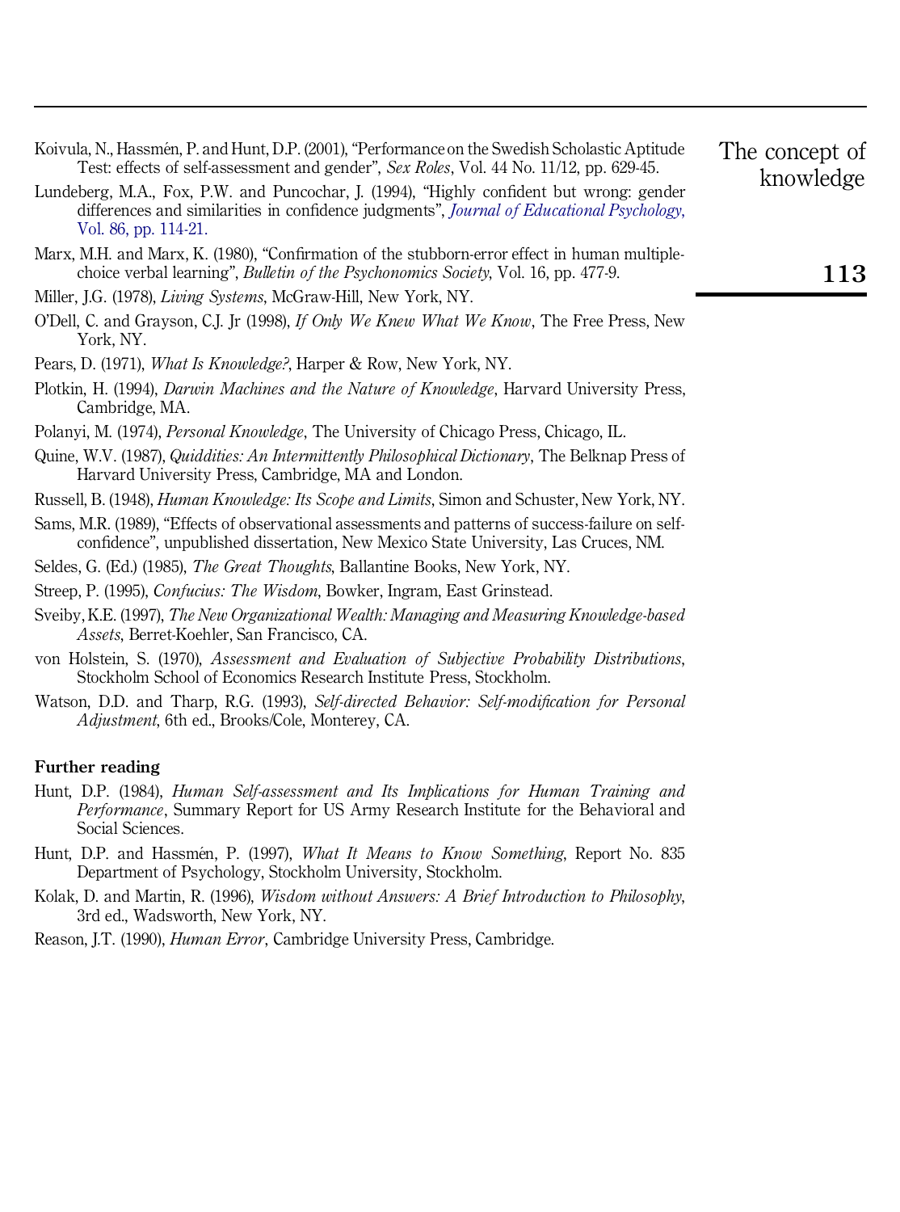Koivula, N., Hassmén, P. and Hunt, D.P. (2001), "Performance on the Swedish Scholastic Aptitude Test: effects of self-assessment and gender", *Sex Roles*, Vol. 44 No. 11/12, pp. 629-45.

Lundeberg, M.A., Fox, P.W. and Puncochar, J. (1994), "Highly confident but wrong: gender differences and similarities in confidence judgments", *Journal of Educational Psychology*, Vol. 86, pp. 114-21.

Marx, M.H. and Marx, K. (1980), "Confirmation of the stubborn-error effect in human multiple-choice verbal learning", *Bulletin of the Psychonomics Society*, Vol. 16, pp. 477-9.

Miller, J.G. (1978), *Living Systems*, McGraw-Hill, New York, NY.

O'Dell, C. and Grayson, C.J. Jr (1998), *If Only We Knew What We Know*, The Free Press, New York, NY.

Pears, D. (1971), *What Is Knowledge?*, Harper & Row, New York, NY.

Plotkin, H. (1994), *Darwin Machines and the Nature of Knowledge*, Harvard University Press, Cambridge, MA.

Polanyi, M. (1974), *Personal Knowledge*, The University of Chicago Press, Chicago, IL.

Quine, W.V. (1987), *Quiddities: An Intermittently Philosophical Dictionary*, The Belknap Press of Harvard University Press, Cambridge, MA and London.

Russell, B. (1948), *Human Knowledge: Its Scope and Limits*, Simon and Schuster, New York, NY.

Sams, M.R. (1989), "Effects of observational assessments and patterns of success-failure on self-confidence", unpublished dissertation, New Mexico State University, Las Cruces, NM.

Seldes, G. (Ed.) (1985), *The Great Thoughts*, Ballantine Books, New York, NY.

Streep, P. (1995), *Confucius: The Wisdom*, Bowker, Ingram, East Grinstead.

Sveiby, K.E. (1997), *The New Organizational Wealth: Managing and Measuring Knowledge-based Assets*, Berret-Koehler, San Francisco, CA.

von Holstein, S. (1970), *Assessment and Evaluation of Subjective Probability Distributions*, Stockholm School of Economics Research Institute Press, Stockholm.

Watson, D.D. and Tharp, R.G. (1993), *Self-directed Behavior: Self-modification for Personal Adjustment*, 6th ed., Brooks/Cole, Monterey, CA.

## Further reading

Hunt, D.P. (1984), *Human Self-assessment and Its Implications for Human Training and Performance*, Summary Report for US Army Research Institute for the Behavioral and Social Sciences.

Hunt, D.P. and Hassmén, P. (1997), *What It Means to Know Something*, Report No. 835 Department of Psychology, Stockholm University, Stockholm.

Kolak, D. and Martin, R. (1996), *Wisdom without Answers: A Brief Introduction to Philosophy*, 3rd ed., Wadsworth, New York, NY.

Reason, J.T. (1990), *Human Error*, Cambridge University Press, Cambridge.